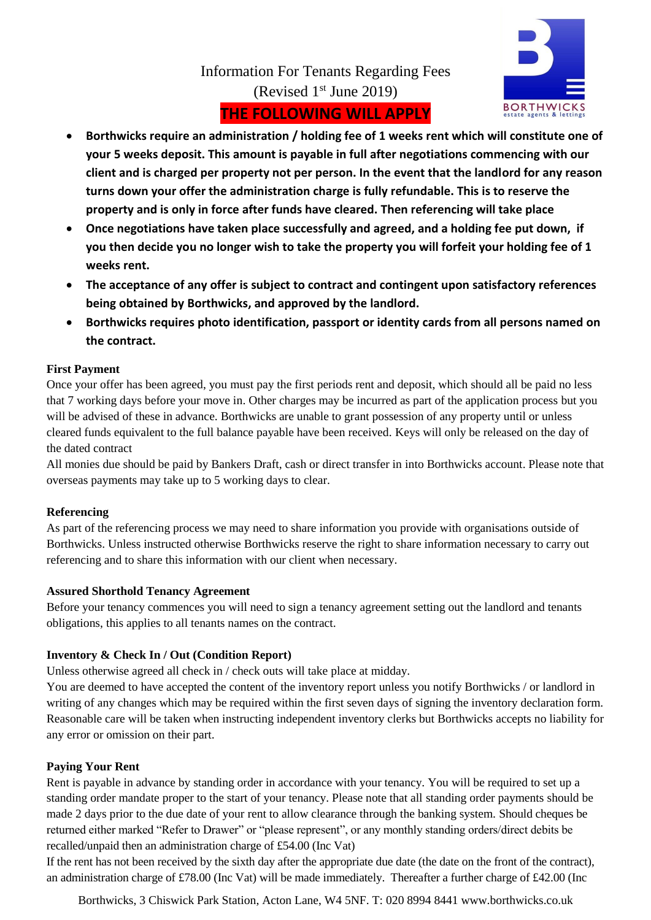# Information For Tenants Regarding Fees
(Revised 1st June 2019)

**THE FOLLOWING WILL APPLY**

- **Borthwicks require an administration / holding fee of 1 weeks rent which will constitute one of your 5 weeks deposit. This amount is payable in full after negotiations commencing with our client and is charged per property not per person. In the event that the landlord for any reason turns down your offer the administration charge is fully refundable. This is to reserve the property and is only in force after funds have cleared. Then referencing will take place**
- **Once negotiations have taken place successfully and agreed, and a holding fee put down, if you then decide you no longer wish to take the property you will forfeit your holding fee of 1 weeks rent.**
- **The acceptance of any offer is subject to contract and contingent upon satisfactory references being obtained by Borthwicks, and approved by the landlord.**
- **Borthwicks requires photo identification, passport or identity cards from all persons named on the contract.**

**First Payment**

Once your offer has been agreed, you must pay the first periods rent and deposit, which should all be paid no less that 7 working days before your move in. Other charges may be incurred as part of the application process but you will be advised of these in advance. Borthwicks are unable to grant possession of any property until or unless cleared funds equivalent to the full balance payable have been received. Keys will only be released on the day of the dated contract

All monies due should be paid by Bankers Draft, cash or direct transfer in into Borthwicks account. Please note that overseas payments may take up to 5 working days to clear.

**Referencing**

As part of the referencing process we may need to share information you provide with organisations outside of Borthwicks. Unless instructed otherwise Borthwicks reserve the right to share information necessary to carry out referencing and to share this information with our client when necessary.

**Assured Shorthold Tenancy Agreement**

Before your tenancy commences you will need to sign a tenancy agreement setting out the landlord and tenants obligations, this applies to all tenants names on the contract.

**Inventory & Check In / Out (Condition Report)**

Unless otherwise agreed all check in / check outs will take place at midday.

You are deemed to have accepted the content of the inventory report unless you notify Borthwicks / or landlord in writing of any changes which may be required within the first seven days of signing the inventory declaration form. Reasonable care will be taken when instructing independent inventory clerks but Borthwicks accepts no liability for any error or omission on their part.

**Paying Your Rent**

Rent is payable in advance by standing order in accordance with your tenancy. You will be required to set up a standing order mandate proper to the start of your tenancy. Please note that all standing order payments should be made 2 days prior to the due date of your rent to allow clearance through the banking system. Should cheques be returned either marked "Refer to Drawer" or "please represent", or any monthly standing orders/direct debits be recalled/unpaid then an administration charge of £54.00 (Inc Vat)

If the rent has not been received by the sixth day after the appropriate due date (the date on the front of the contract), an administration charge of £78.00 (Inc Vat) will be made immediately. Thereafter a further charge of £42.00 (Inc

Borthwicks, 3 Chiswick Park Station, Acton Lane, W4 5NF. T: 020 8994 8441 www.borthwicks.co.uk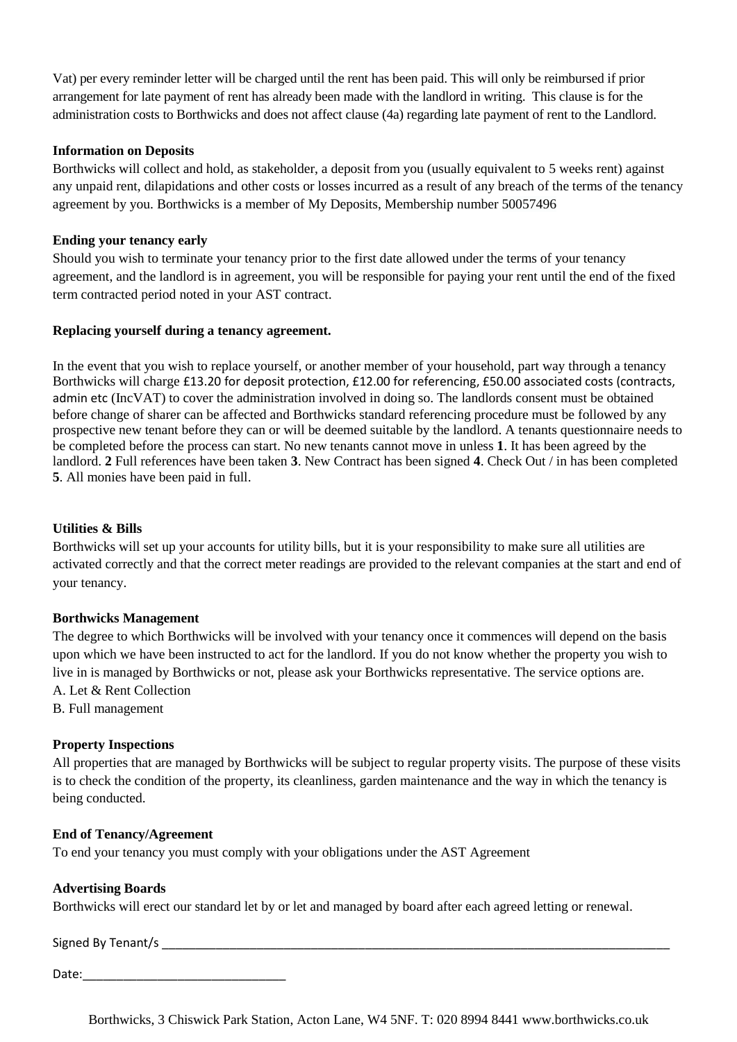Vat) per every reminder letter will be charged until the rent has been paid. This will only be reimbursed if prior arrangement for late payment of rent has already been made with the landlord in writing. This clause is for the administration costs to Borthwicks and does not affect clause (4a) regarding late payment of rent to the Landlord.

**Information on Deposits**

Borthwicks will collect and hold, as stakeholder, a deposit from you (usually equivalent to 5 weeks rent) against any unpaid rent, dilapidations and other costs or losses incurred as a result of any breach of the terms of the tenancy agreement by you. Borthwicks is a member of My Deposits, Membership number 50057496

**Ending your tenancy early**

Should you wish to terminate your tenancy prior to the first date allowed under the terms of your tenancy agreement, and the landlord is in agreement, you will be responsible for paying your rent until the end of the fixed term contracted period noted in your AST contract.

**Replacing yourself during a tenancy agreement.**

In the event that you wish to replace yourself, or another member of your household, part way through a tenancy Borthwicks will charge £13.20 for deposit protection, £12.00 for referencing, £50.00 associated costs (contracts, admin etc (IncVAT) to cover the administration involved in doing so. The landlords consent must be obtained before change of sharer can be affected and Borthwicks standard referencing procedure must be followed by any prospective new tenant before they can or will be deemed suitable by the landlord. A tenants questionnaire needs to be completed before the process can start. No new tenants cannot move in unless **1**. It has been agreed by the landlord. **2** Full references have been taken **3**. New Contract has been signed **4**. Check Out / in has been completed **5**. All monies have been paid in full.

**Utilities & Bills**

Borthwicks will set up your accounts for utility bills, but it is your responsibility to make sure all utilities are activated correctly and that the correct meter readings are provided to the relevant companies at the start and end of your tenancy.

**Borthwicks Management**

The degree to which Borthwicks will be involved with your tenancy once it commences will depend on the basis upon which we have been instructed to act for the landlord. If you do not know whether the property you wish to live in is managed by Borthwicks or not, please ask your Borthwicks representative. The service options are.

A. Let & Rent Collection

B. Full management

**Property Inspections**

All properties that are managed by Borthwicks will be subject to regular property visits. The purpose of these visits is to check the condition of the property, its cleanliness, garden maintenance and the way in which the tenancy is being conducted.

**End of Tenancy/Agreement**

To end your tenancy you must comply with your obligations under the AST Agreement

**Advertising Boards**

Borthwicks will erect our standard let by or let and managed by board after each agreed letting or renewal.

Signed By Tenant/s ______________________________________________________________________________

Date:______________________________

Borthwicks, 3 Chiswick Park Station, Acton Lane, W4 5NF. T: 020 8994 8441 www.borthwicks.co.uk